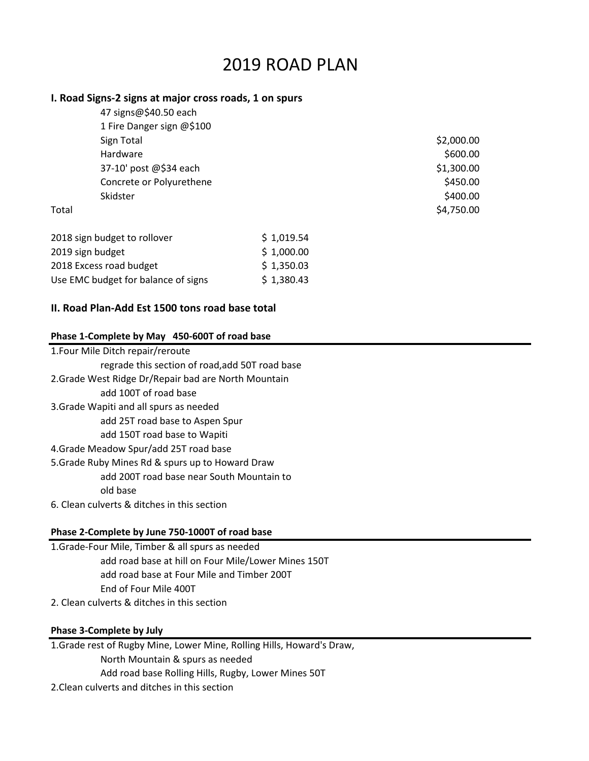# 2019 ROAD PLAN

## I. Road Signs-2 signs at major cross roads, 1 on spurs

| Item | Amount |
|---|---|
| 47 signs@$40.50 each | |
| 1 Fire Danger sign @$100 | |
| Sign Total | $2,000.00 |
| Hardware | $600.00 |
| 37-10' post @$34 each | $1,300.00 |
| Concrete or Polyurethene | $450.00 |
| Skidster | $400.00 |
| Total | $4,750.00 |

| Item | Amount |
|---|---|
| 2018 sign budget to rollover | $ 1,019.54 |
| 2019 sign budget | $ 1,000.00 |
| 2018 Excess road budget | $ 1,350.03 |
| Use EMC budget for balance of signs | $ 1,380.43 |

## II. Road Plan-Add Est 1500 tons road base total

### Phase 1-Complete by May 450-600T of road base

1.Four Mile Ditch repair/reroute
   - regrade this section of road,add 50T road base

2.Grade West Ridge Dr/Repair bad are North Mountain
   - add 100T of road base

3.Grade Wapiti and all spurs as needed
   - add 25T road base to Aspen Spur
   - add 150T road base to Wapiti

4.Grade Meadow Spur/add 25T road base

5.Grade Ruby Mines Rd & spurs up to Howard Draw
   - add 200T road base near South Mountain to old base

6. Clean culverts & ditches in this section

### Phase 2-Complete by June 750-1000T of road base

1.Grade-Four Mile, Timber & all spurs as needed
   - add road base at hill on Four Mile/Lower Mines 150T
   - add road base at Four Mile and Timber 200T
   - End of Four Mile 400T

2. Clean culverts & ditches in this section

### Phase 3-Complete by July

1.Grade rest of Rugby Mine, Lower Mine, Rolling Hills, Howard's Draw,
   - North Mountain & spurs as needed
   - Add road base Rolling Hills, Rugby, Lower Mines 50T

2.Clean culverts and ditches in this section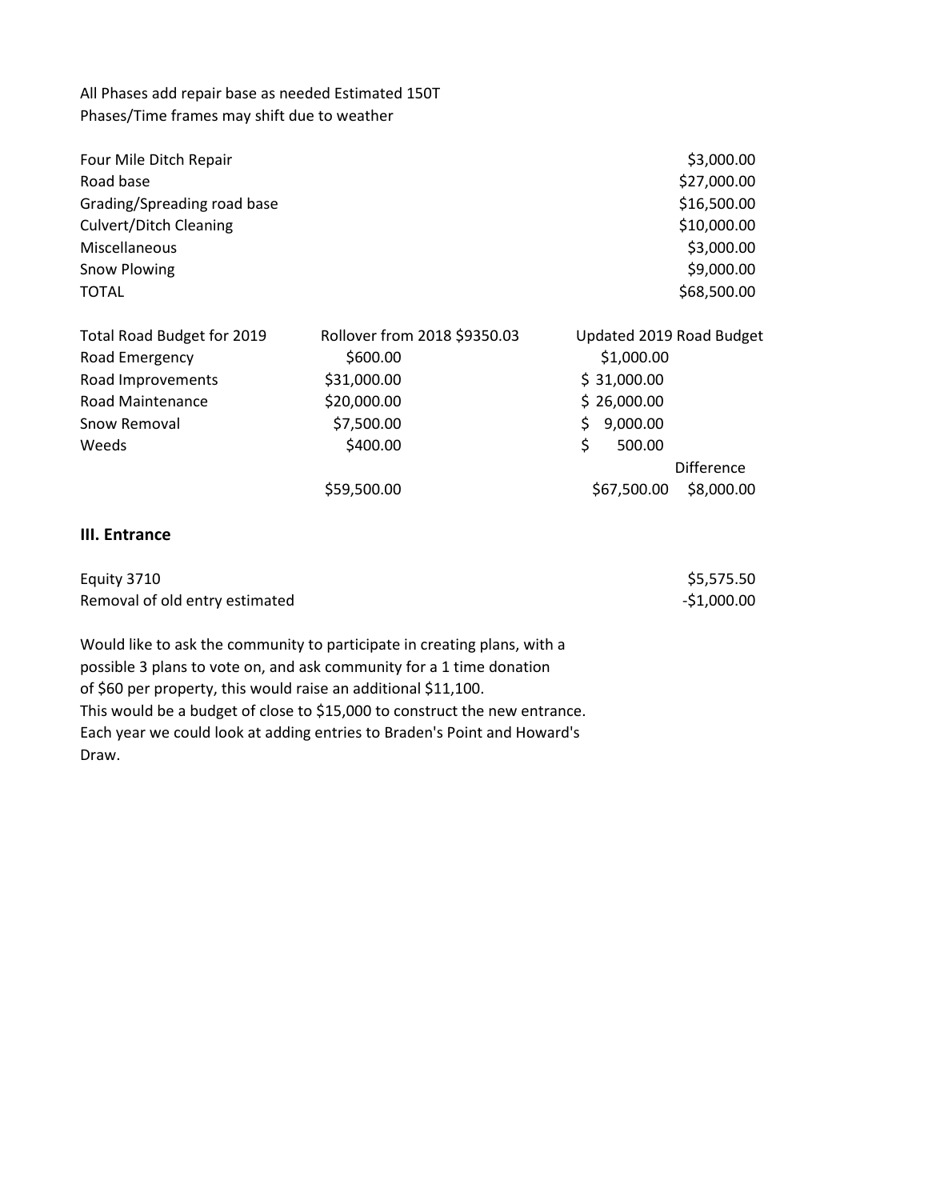All Phases add repair base as needed Estimated 150T
Phases/Time frames may shift due to weather

| | |
|---|---|
| Four Mile Ditch Repair | $3,000.00 |
| Road base | $27,000.00 |
| Grading/Spreading road base | $16,500.00 |
| Culvert/Ditch Cleaning | $10,000.00 |
| Miscellaneous | $3,000.00 |
| Snow Plowing | $9,000.00 |
| TOTAL | $68,500.00 |

| Total Road Budget for 2019 | Rollover from 2018 $9350.03 | Updated 2019 Road Budget | |
|---|---|---|---|
| Road Emergency | $600.00 | $1,000.00 | |
| Road Improvements | $31,000.00 | $ 31,000.00 | |
| Road Maintenance | $20,000.00 | $ 26,000.00 | |
| Snow Removal | $7,500.00 | $ 9,000.00 | |
| Weeds | $400.00 | $ 500.00 | |
| | | | Difference |
| | $59,500.00 | $67,500.00 | $8,000.00 |

### III. Entrance

| | |
|---|---|
| Equity 3710 | $5,575.50 |
| Removal of old entry estimated | -$1,000.00 |

Would like to ask the community to participate in creating plans, with a possible 3 plans to vote on, and ask community for a 1 time donation of $60 per property, this would raise an additional $11,100.
This would be a budget of close to $15,000 to construct the new entrance.
Each year we could look at adding entries to Braden's Point and Howard's Draw.